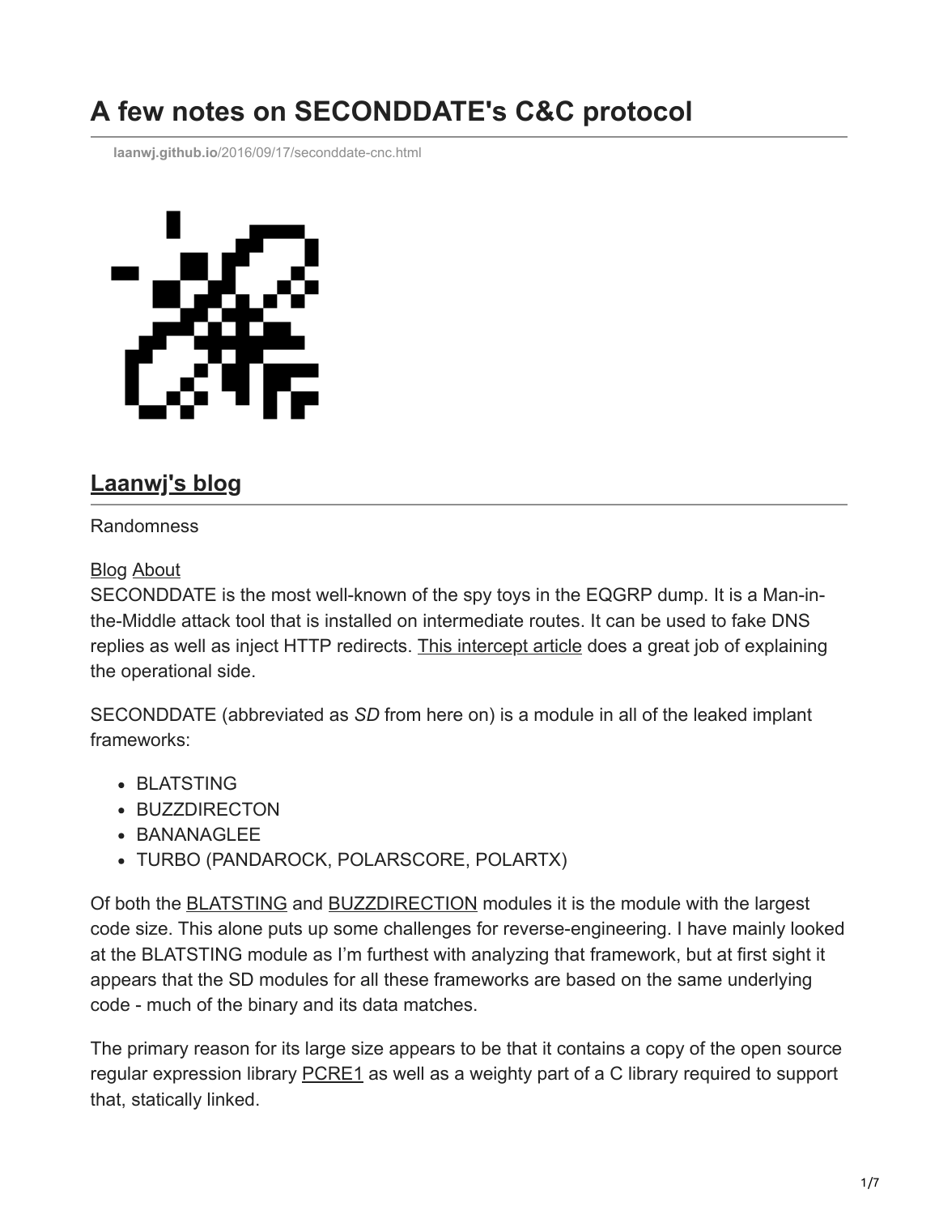# A few notes on SECONDDATE's C&C protocol

laanwj.github.io/2016/09/17/seconddate-cnc.html

## Laanwj's blog

Randomness

Blog About

SECONDDATE is the most well-known of the spy toys in the EQGRP dump. It is a Man-in-the-Middle attack tool that is installed on intermediate routes. It can be used to fake DNS replies as well as inject HTTP redirects. This intercept article does a great job of explaining the operational side.

SECONDDATE (abbreviated as *SD* from here on) is a module in all of the leaked implant frameworks:

- BLATSTING
- BUZZDIRECTON
- BANANAGLEE
- TURBO (PANDAROCK, POLARSCORE, POLARTX)

Of both the BLATSTING and BUZZDIRECTION modules it is the module with the largest code size. This alone puts up some challenges for reverse-engineering. I have mainly looked at the BLATSTING module as I'm furthest with analyzing that framework, but at first sight it appears that the SD modules for all these frameworks are based on the same underlying code - much of the binary and its data matches.

The primary reason for its large size appears to be that it contains a copy of the open source regular expression library PCRE1 as well as a weighty part of a C library required to support that, statically linked.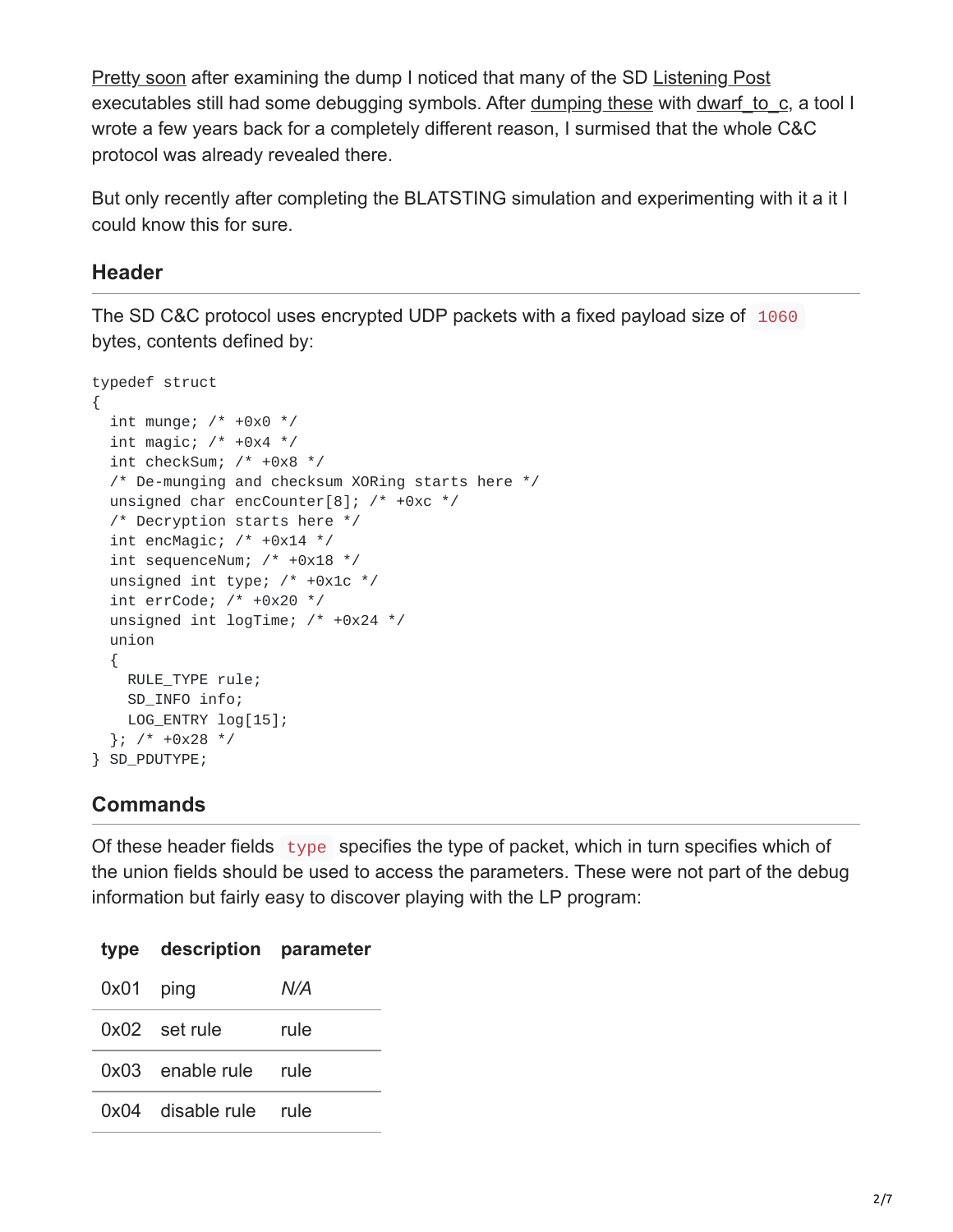Pretty soon after examining the dump I noticed that many of the SD Listening Post executables still had some debugging symbols. After dumping these with dwarf_to_c, a tool I wrote a few years back for a completely different reason, I surmised that the whole C&C protocol was already revealed there.

But only recently after completing the BLATSTING simulation and experimenting with it a it I could know this for sure.

## Header

The SD C&C protocol uses encrypted UDP packets with a fixed payload size of `1060` bytes, contents defined by:

```
typedef struct
{
  int munge; /* +0x0 */
  int magic; /* +0x4 */
  int checkSum; /* +0x8 */
  /* De-munging and checksum XORing starts here */
  unsigned char encCounter[8]; /* +0xc */
  /* Decryption starts here */
  int encMagic; /* +0x14 */
  int sequenceNum; /* +0x18 */
  unsigned int type; /* +0x1c */
  int errCode; /* +0x20 */
  unsigned int logTime; /* +0x24 */
  union
  {
    RULE_TYPE rule;
    SD_INFO info;
    LOG_ENTRY log[15];
  }; /* +0x28 */
} SD_PDUTYPE;
```

## Commands

Of these header fields `type` specifies the type of packet, which in turn specifies which of the union fields should be used to access the parameters. These were not part of the debug information but fairly easy to discover playing with the LP program:

| type | description | parameter |
|---|---|---|
| 0x01 | ping | *N/A* |
| 0x02 | set rule | rule |
| 0x03 | enable rule | rule |
| 0x04 | disable rule | rule |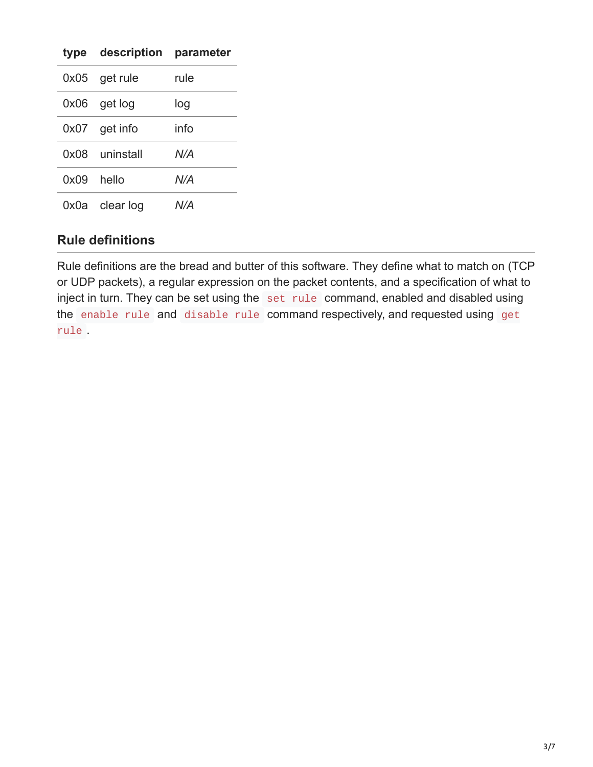| type | description | parameter |
| --- | --- | --- |
| 0x05 | get rule | rule |
| 0x06 | get log | log |
| 0x07 | get info | info |
| 0x08 | uninstall | *N/A* |
| 0x09 | hello | *N/A* |
| 0x0a | clear log | *N/A* |

### Rule definitions

Rule definitions are the bread and butter of this software. They define what to match on (TCP or UDP packets), a regular expression on the packet contents, and a specification of what to inject in turn. They can be set using the `set rule` command, enabled and disabled using the `enable rule` and `disable rule` command respectively, and requested using `get rule`.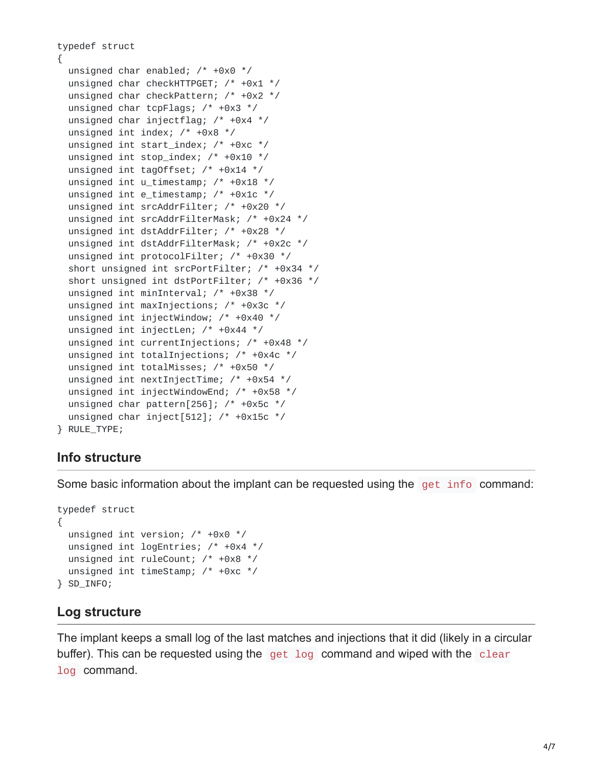```
typedef struct
{
  unsigned char enabled; /* +0x0 */
  unsigned char checkHTTPGET; /* +0x1 */
  unsigned char checkPattern; /* +0x2 */
  unsigned char tcpFlags; /* +0x3 */
  unsigned char injectflag; /* +0x4 */
  unsigned int index; /* +0x8 */
  unsigned int start_index; /* +0xc */
  unsigned int stop_index; /* +0x10 */
  unsigned int tagOffset; /* +0x14 */
  unsigned int u_timestamp; /* +0x18 */
  unsigned int e_timestamp; /* +0x1c */
  unsigned int srcAddrFilter; /* +0x20 */
  unsigned int srcAddrFilterMask; /* +0x24 */
  unsigned int dstAddrFilter; /* +0x28 */
  unsigned int dstAddrFilterMask; /* +0x2c */
  unsigned int protocolFilter; /* +0x30 */
  short unsigned int srcPortFilter; /* +0x34 */
  short unsigned int dstPortFilter; /* +0x36 */
  unsigned int minInterval; /* +0x38 */
  unsigned int maxInjections; /* +0x3c */
  unsigned int injectWindow; /* +0x40 */
  unsigned int injectLen; /* +0x44 */
  unsigned int currentInjections; /* +0x48 */
  unsigned int totalInjections; /* +0x4c */
  unsigned int totalMisses; /* +0x50 */
  unsigned int nextInjectTime; /* +0x54 */
  unsigned int injectWindowEnd; /* +0x58 */
  unsigned char pattern[256]; /* +0x5c */
  unsigned char inject[512]; /* +0x15c */
} RULE_TYPE;
```

## Info structure

Some basic information about the implant can be requested using the `get info` command:

```
typedef struct
{
  unsigned int version; /* +0x0 */
  unsigned int logEntries; /* +0x4 */
  unsigned int ruleCount; /* +0x8 */
  unsigned int timeStamp; /* +0xc */
} SD_INFO;
```

## Log structure

The implant keeps a small log of the last matches and injections that it did (likely in a circular buffer). This can be requested using the `get log` command and wiped with the `clear log` command.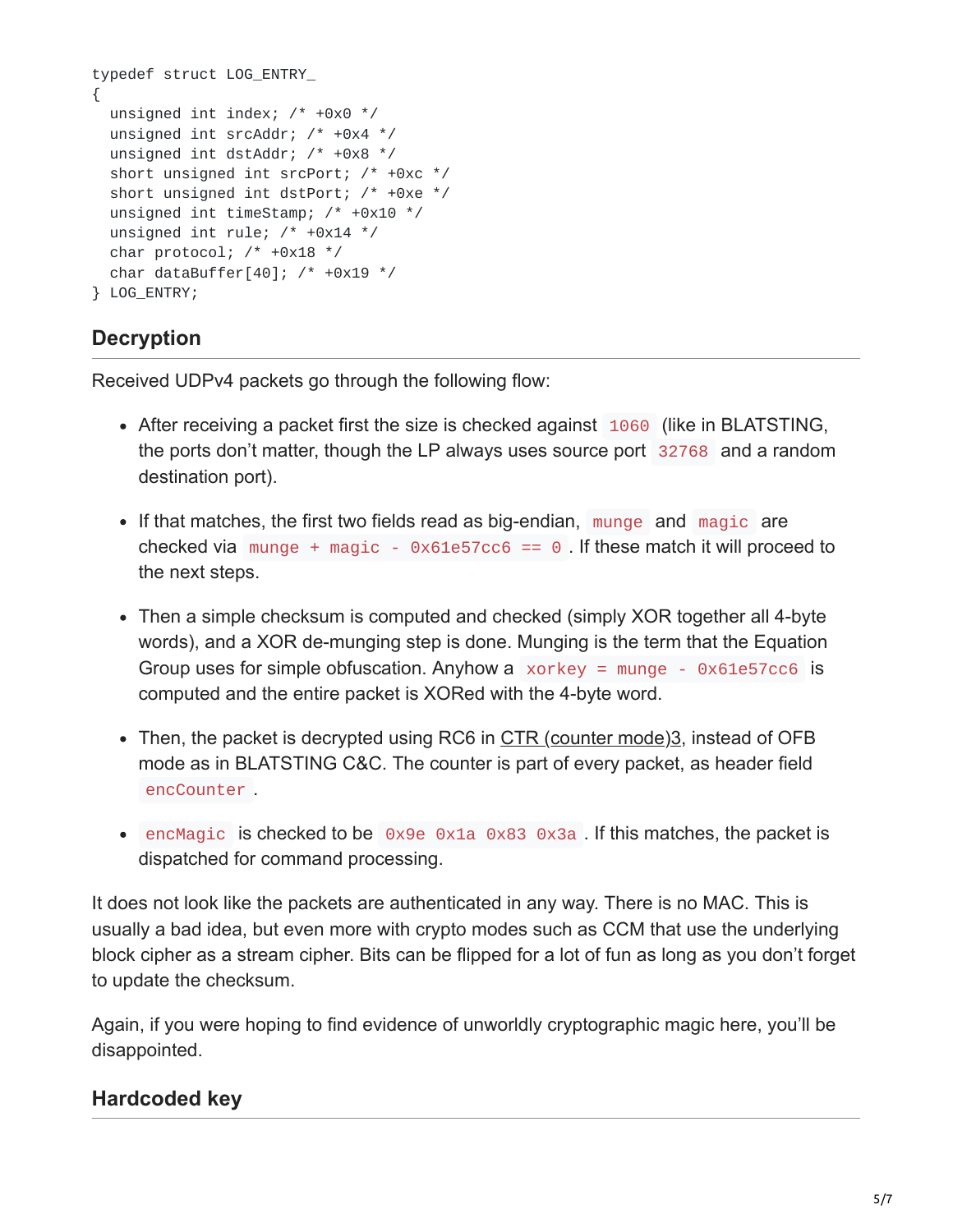```
typedef struct LOG_ENTRY_
{
  unsigned int index; /* +0x0 */
  unsigned int srcAddr; /* +0x4 */
  unsigned int dstAddr; /* +0x8 */
  short unsigned int srcPort; /* +0xc */
  short unsigned int dstPort; /* +0xe */
  unsigned int timeStamp; /* +0x10 */
  unsigned int rule; /* +0x14 */
  char protocol; /* +0x18 */
  char dataBuffer[40]; /* +0x19 */
} LOG_ENTRY;
```

## Decryption

Received UDPv4 packets go through the following flow:

- After receiving a packet first the size is checked against `1060` (like in BLATSTING, the ports don't matter, though the LP always uses source port `32768` and a random destination port).
- If that matches, the first two fields read as big-endian, `munge` and `magic` are checked via `munge + magic - 0x61e57cc6 == 0`. If these match it will proceed to the next steps.
- Then a simple checksum is computed and checked (simply XOR together all 4-byte words), and a XOR de-munging step is done. Munging is the term that the Equation Group uses for simple obfuscation. Anyhow a `xorkey = munge - 0x61e57cc6` is computed and the entire packet is XORed with the 4-byte word.
- Then, the packet is decrypted using RC6 in CTR (counter mode)3, instead of OFB mode as in BLATSTING C&C. The counter is part of every packet, as header field `encCounter`.
- `encMagic` is checked to be `0x9e 0x1a 0x83 0x3a`. If this matches, the packet is dispatched for command processing.

It does not look like the packets are authenticated in any way. There is no MAC. This is usually a bad idea, but even more with crypto modes such as CCM that use the underlying block cipher as a stream cipher. Bits can be flipped for a lot of fun as long as you don't forget to update the checksum.

Again, if you were hoping to find evidence of unworldly cryptographic magic here, you'll be disappointed.

## Hardcoded key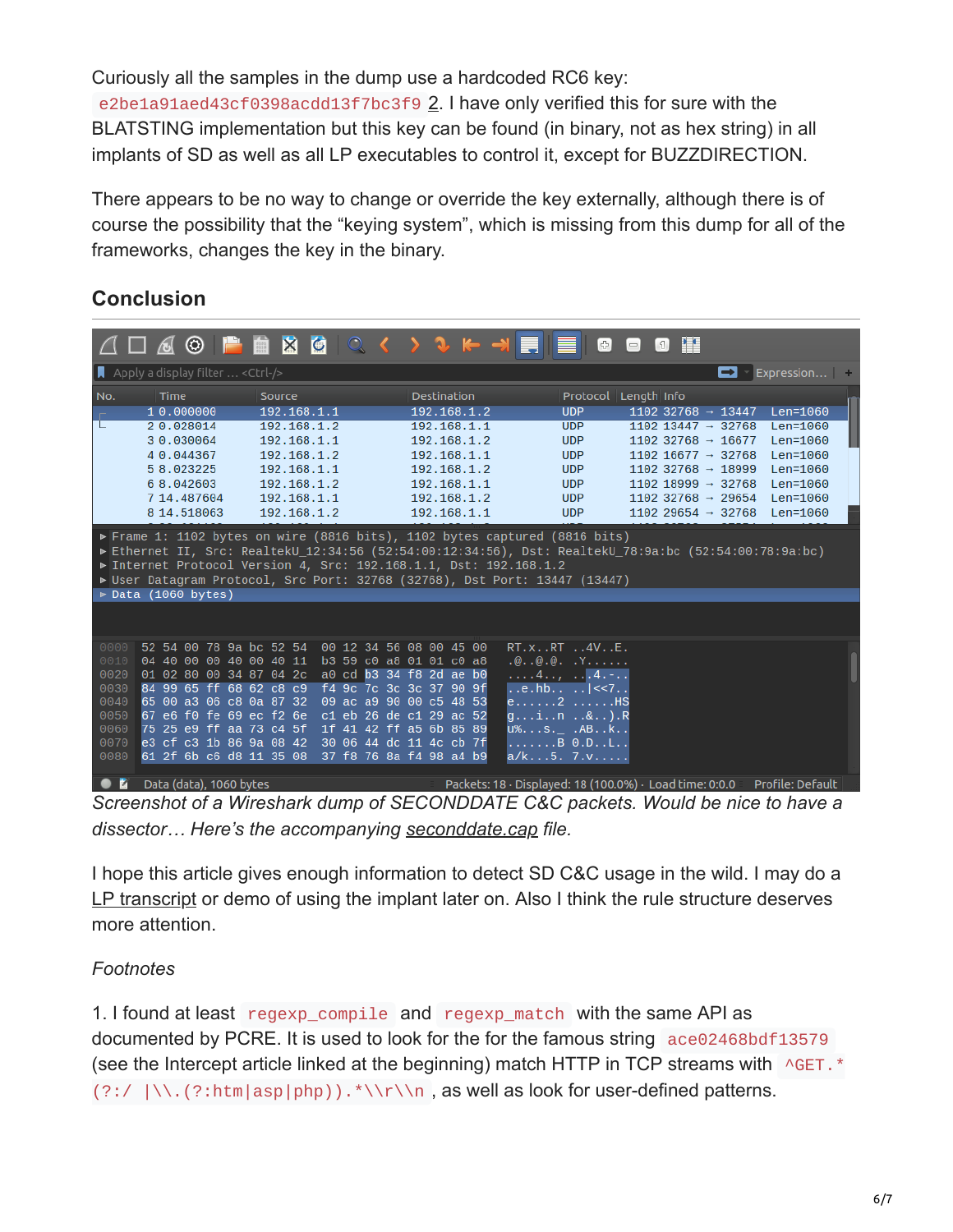Curiously all the samples in the dump use a hardcoded RC6 key: `e2be1a91aed43cf0398acdd13f7bc3f9` 2. I have only verified this for sure with the BLATSTING implementation but this key can be found (in binary, not as hex string) in all implants of SD as well as all LP executables to control it, except for BUZZDIRECTION.

There appears to be no way to change or override the key externally, although there is of course the possibility that the "keying system", which is missing from this dump for all of the frameworks, changes the key in the binary.

## Conclusion

*Screenshot of a Wireshark dump of SECONDDATE C&C packets. Would be nice to have a dissector… Here's the accompanying seconddate.cap file.*

I hope this article gives enough information to detect SD C&C usage in the wild. I may do a LP transcript or demo of using the implant later on. Also I think the rule structure deserves more attention.

*Footnotes*

1. I found at least `regexp_compile` and `regexp_match` with the same API as documented by PCRE. It is used to look for the for the famous string `ace02468bdf13579` (see the Intercept article linked at the beginning) match HTTP in TCP streams with `^GET.*(?:/ |\\.(?:htm|asp|php)).*\\r\\n`, as well as look for user-defined patterns.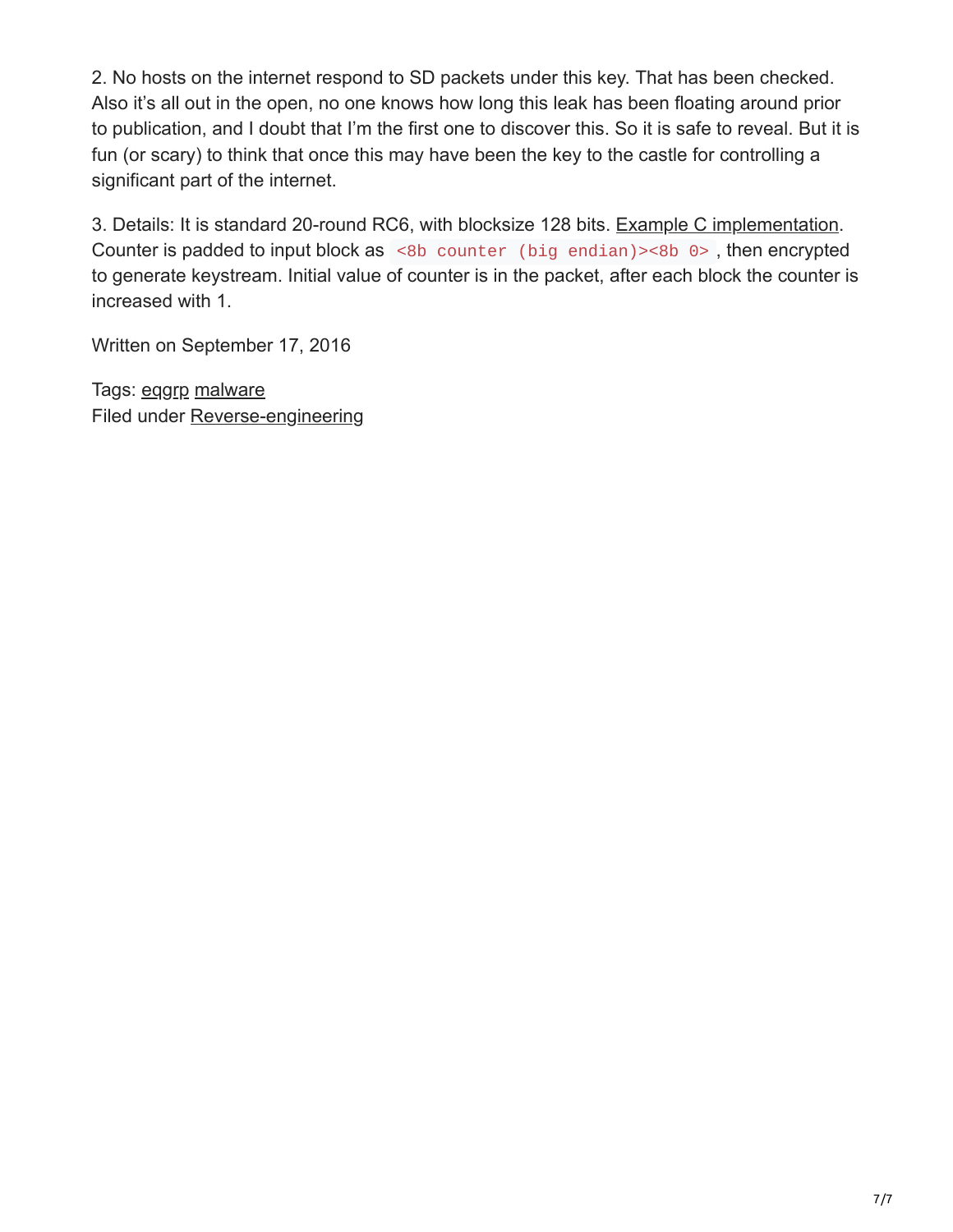2. No hosts on the internet respond to SD packets under this key. That has been checked. Also it's all out in the open, no one knows how long this leak has been floating around prior to publication, and I doubt that I'm the first one to discover this. So it is safe to reveal. But it is fun (or scary) to think that once this may have been the key to the castle for controlling a significant part of the internet.

3. Details: It is standard 20-round RC6, with blocksize 128 bits. [Example C implementation](). Counter is padded to input block as `<8b counter (big endian)><8b 0>`, then encrypted to generate keystream. Initial value of counter is in the packet, after each block the counter is increased with 1.

Written on September 17, 2016

Tags: [eqgrp]() [malware]()
Filed under [Reverse-engineering]()